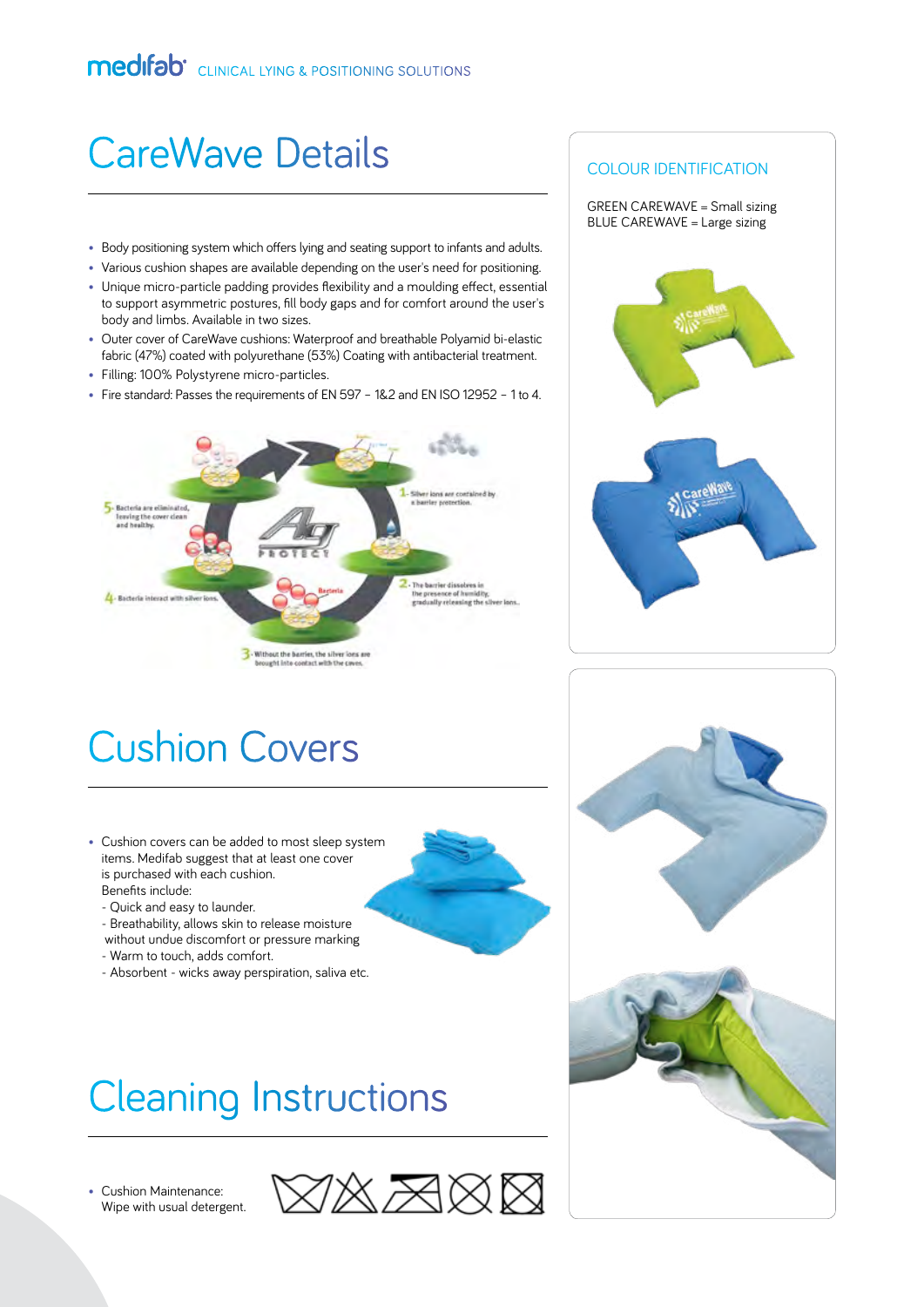# CareWave Details

- Body positioning system which offers lying and seating support to infants and adults.
- Various cushion shapes are available depending on the user's need for positioning.
- Unique micro-particle padding provides flexibility and a moulding effect, essential to support asymmetric postures, fill body gaps and for comfort around the user's body and limbs. Available in two sizes.
- Outer cover of CareWave cushions: Waterproof and breathable Polyamid bi-elastic fabric (47%) coated with polyurethane (53%) Coating with antibacterial treatment.
- Filling: 100% Polystyrene micro-particles.
- Fire standard: Passes the requirements of EN 597 – 1&2 and EN ISO 12952 – 1 to 4.

1- Silver ions are contained by a barrier protection.

2- The barrier dissolves in the presence of humidity, gradually releasing the silver ions.

3- Without the barrier, the silver ions are brought into contact with the cover.

4- Bacteria interact with silver ions.

5- Bacteria are eliminated, leaving the cover clean and healthy.

### COLOUR IDENTIFICATION

GREEN CAREWAVE = Small sizing
BLUE CAREWAVE = Large sizing

# Cushion Covers

- Cushion covers can be added to most sleep system items. Medifab suggest that at least one cover is purchased with each cushion.
  Benefits include:
  - Quick and easy to launder.
  - Breathability, allows skin to release moisture without undue discomfort or pressure marking
  - Warm to touch, adds comfort.
  - Absorbent - wicks away perspiration, saliva etc.

# Cleaning Instructions

- Cushion Maintenance:
  Wipe with usual detergent.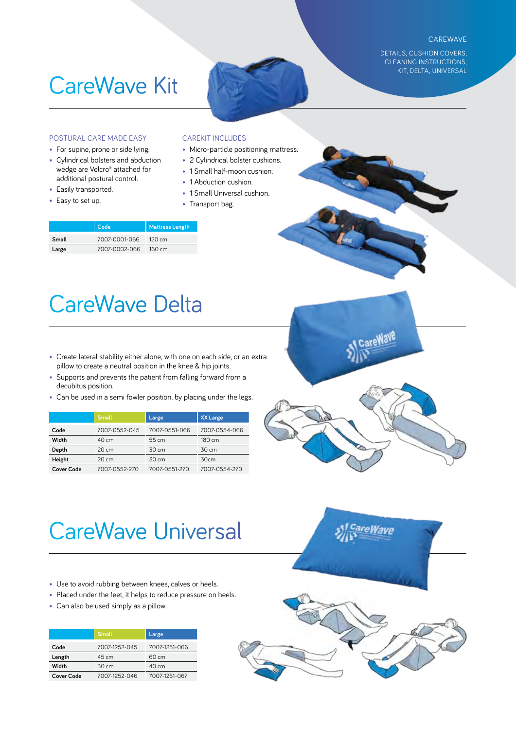CAREWAVE

DETAILS, CUSHION COVERS, CLEANING INSTRUCTIONS, KIT, DELTA, UNIVERSAL

# CareWave Kit

## POSTURAL CARE MADE EASY

- For supine, prone or side lying.
- Cylindrical bolsters and abduction wedge are Velcro® attached for additional postural control.
- Easily transported.
- Easy to set up.

## CAREKIT INCLUDES

- Micro-particle positioning mattress.
- 2 Cylindrical bolster cushions.
- 1 Small half-moon cushion.
- 1 Abduction cushion.
- 1 Small Universal cushion.
- Transport bag.

| | Code | Mattress Length |
|---|---|---|
| **Small** | 7007-0001-066 | 120 cm |
| **Large** | 7007-0002-066 | 160 cm |

# CareWave Delta

- Create lateral stability either alone, with one on each side, or an extra pillow to create a neutral position in the knee & hip joints.
- Supports and prevents the patient from falling forward from a decubitus position.
- Can be used in a semi fowler position, by placing under the legs.

| | Small | Large | XX Large |
|---|---|---|---|
| **Code** | 7007-0552-045 | 7007-0551-066 | 7007-0554-066 |
| **Width** | 40 cm | 55 cm | 180 cm |
| **Depth** | 20 cm | 30 cm | 30 cm |
| **Height** | 20 cm | 30 cm | 30cm |
| **Cover Code** | 7007-0552-270 | 7007-0551-270 | 7007-0554-270 |

# CareWave Universal

- Use to avoid rubbing between knees, calves or heels.
- Placed under the feet, it helps to reduce pressure on heels.
- Can also be used simply as a pillow.

| | Small | Large |
|---|---|---|
| **Code** | 7007-1252-045 | 7007-1251-066 |
| **Length** | 45 cm | 60 cm |
| **Width** | 30 cm | 40 cm |
| **Cover Code** | 7007-1252-046 | 7007-1251-067 |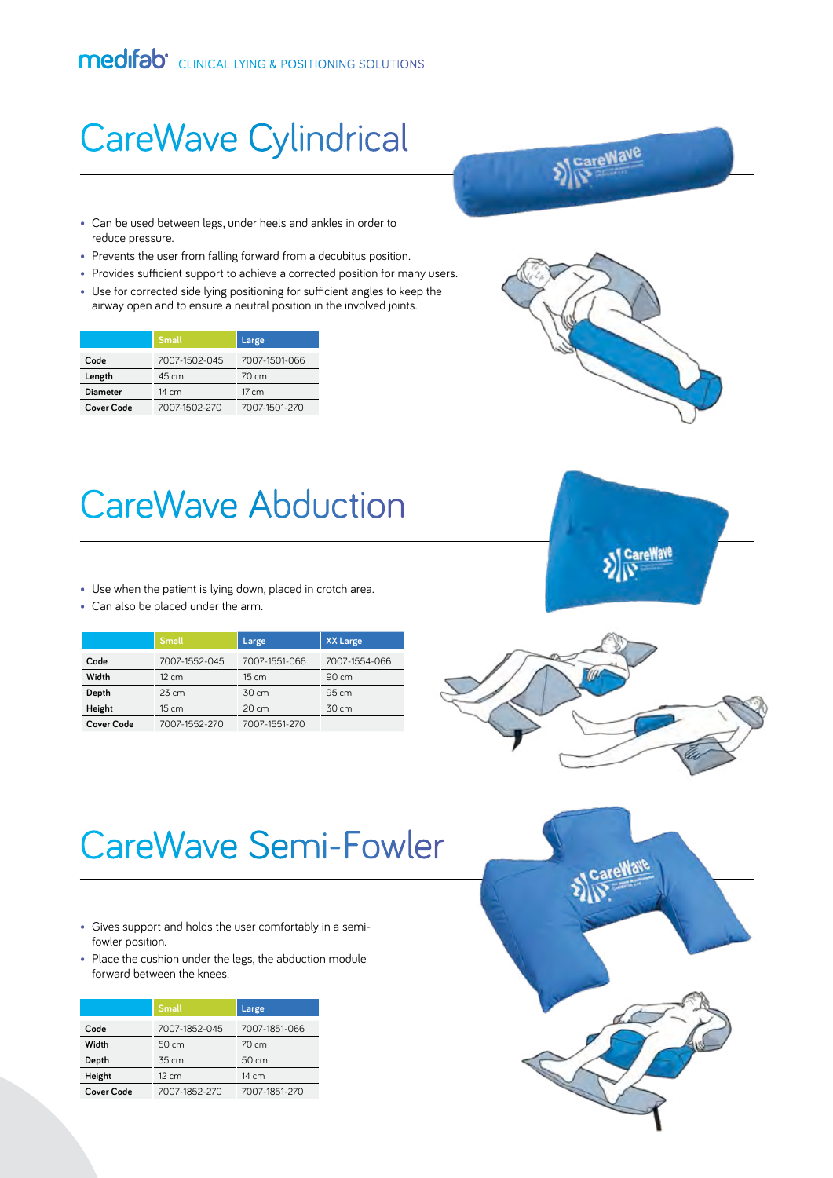**medifab** CLINICAL LYING & POSITIONING SOLUTIONS

# CareWave Cylindrical

- Can be used between legs, under heels and ankles in order to reduce pressure.
- Prevents the user from falling forward from a decubitus position.
- Provides sufficient support to achieve a corrected position for many users.
- Use for corrected side lying positioning for sufficient angles to keep the airway open and to ensure a neutral position in the involved joints.

| | Small | Large |
|---|---|---|
| Code | 7007-1502-045 | 7007-1501-066 |
| Length | 45 cm | 70 cm |
| Diameter | 14 cm | 17 cm |
| Cover Code | 7007-1502-270 | 7007-1501-270 |

# CareWave Abduction

- Use when the patient is lying down, placed in crotch area.
- Can also be placed under the arm.

| | Small | Large | XX Large |
|---|---|---|---|
| Code | 7007-1552-045 | 7007-1551-066 | 7007-1554-066 |
| Width | 12 cm | 15 cm | 90 cm |
| Depth | 23 cm | 30 cm | 95 cm |
| Height | 15 cm | 20 cm | 30 cm |
| Cover Code | 7007-1552-270 | 7007-1551-270 | |

# CareWave Semi-Fowler

- Gives support and holds the user comfortably in a semi-fowler position.
- Place the cushion under the legs, the abduction module forward between the knees.

| | Small | Large |
|---|---|---|
| Code | 7007-1852-045 | 7007-1851-066 |
| Width | 50 cm | 70 cm |
| Depth | 35 cm | 50 cm |
| Height | 12 cm | 14 cm |
| Cover Code | 7007-1852-270 | 7007-1851-270 |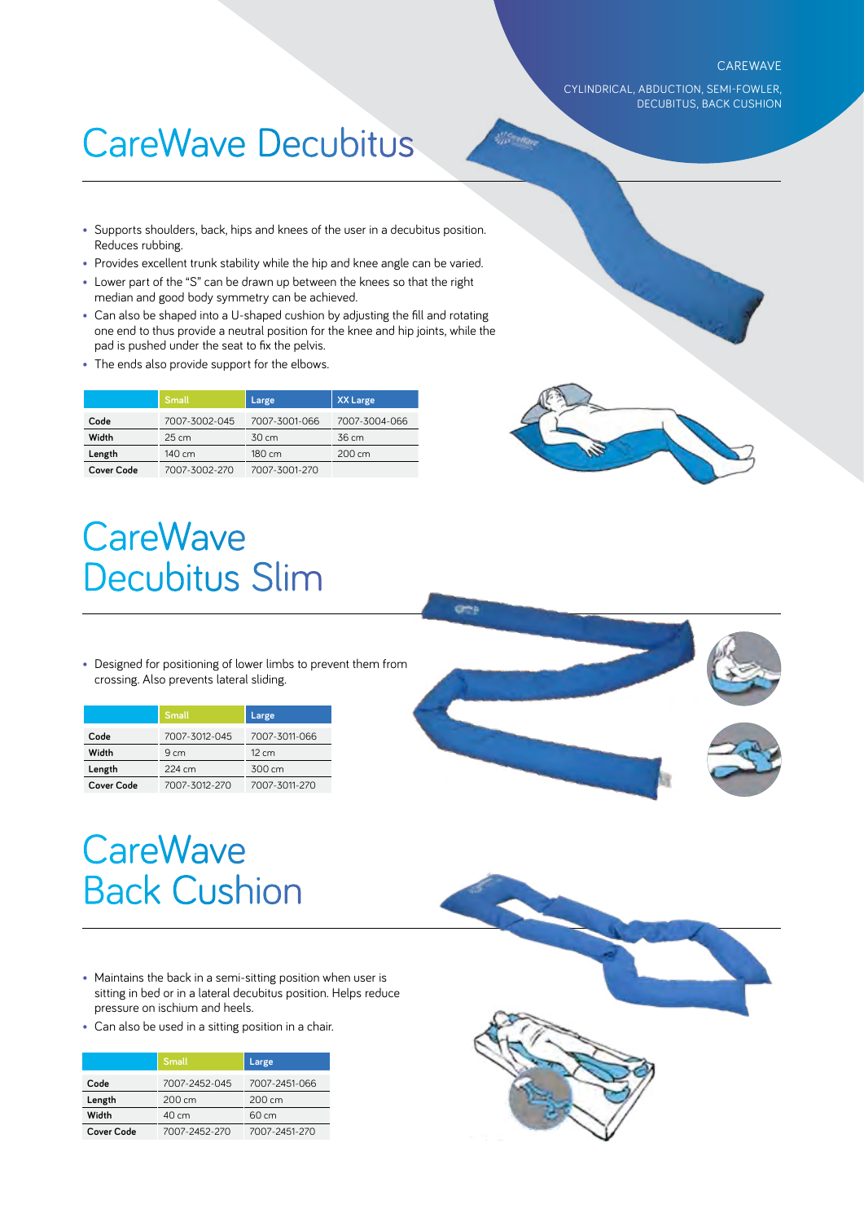# CareWave Decubitus

- Supports shoulders, back, hips and knees of the user in a decubitus position. Reduces rubbing.
- Provides excellent trunk stability while the hip and knee angle can be varied.
- Lower part of the "S" can be drawn up between the knees so that the right median and good body symmetry can be achieved.
- Can also be shaped into a U-shaped cushion by adjusting the fill and rotating one end to thus provide a neutral position for the knee and hip joints, while the pad is pushed under the seat to fix the pelvis.
- The ends also provide support for the elbows.

| | Small | Large | XX Large |
|---|---|---|---|
| **Code** | 7007-3002-045 | 7007-3001-066 | 7007-3004-066 |
| **Width** | 25 cm | 30 cm | 36 cm |
| **Length** | 140 cm | 180 cm | 200 cm |
| **Cover Code** | 7007-3002-270 | 7007-3001-270 | |

# CareWave Decubitus Slim

- Designed for positioning of lower limbs to prevent them from crossing. Also prevents lateral sliding.

| | Small | Large |
|---|---|---|
| **Code** | 7007-3012-045 | 7007-3011-066 |
| **Width** | 9 cm | 12 cm |
| **Length** | 224 cm | 300 cm |
| **Cover Code** | 7007-3012-270 | 7007-3011-270 |

# CareWave Back Cushion

- Maintains the back in a semi-sitting position when user is sitting in bed or in a lateral decubitus position. Helps reduce pressure on ischium and heels.
- Can also be used in a sitting position in a chair.

| | Small | Large |
|---|---|---|
| **Code** | 7007-2452-045 | 7007-2451-066 |
| **Length** | 200 cm | 200 cm |
| **Width** | 40 cm | 60 cm |
| **Cover Code** | 7007-2452-270 | 7007-2451-270 |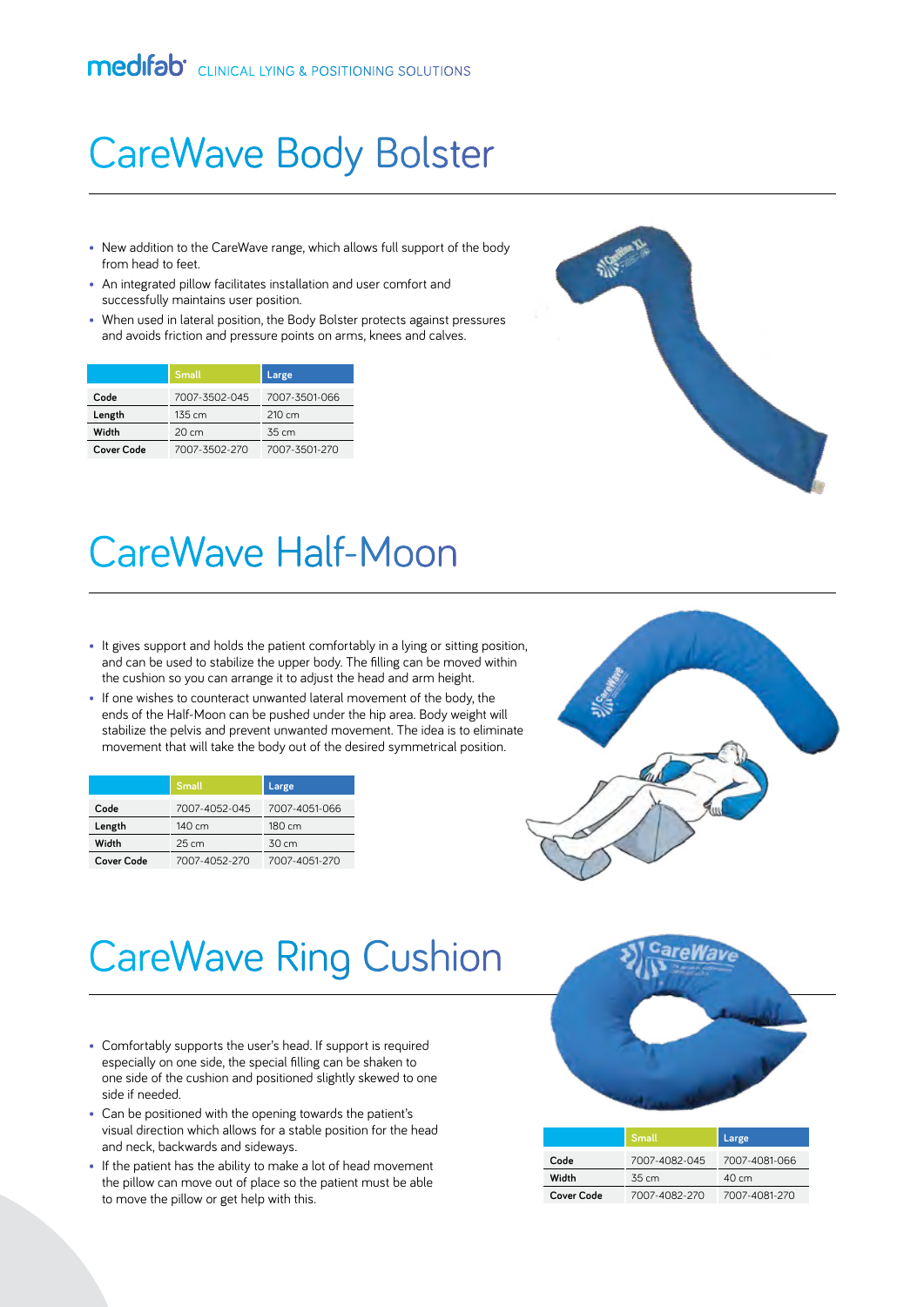# CareWave Body Bolster

- New addition to the CareWave range, which allows full support of the body from head to feet.
- An integrated pillow facilitates installation and user comfort and successfully maintains user position.
- When used in lateral position, the Body Bolster protects against pressures and avoids friction and pressure points on arms, knees and calves.

| | Small | Large |
|---|---|---|
| Code | 7007-3502-045 | 7007-3501-066 |
| Length | 135 cm | 210 cm |
| Width | 20 cm | 35 cm |
| Cover Code | 7007-3502-270 | 7007-3501-270 |

# CareWave Half-Moon

- It gives support and holds the patient comfortably in a lying or sitting position, and can be used to stabilize the upper body. The filling can be moved within the cushion so you can arrange it to adjust the head and arm height.
- If one wishes to counteract unwanted lateral movement of the body, the ends of the Half-Moon can be pushed under the hip area. Body weight will stabilize the pelvis and prevent unwanted movement. The idea is to eliminate movement that will take the body out of the desired symmetrical position.

| | Small | Large |
|---|---|---|
| Code | 7007-4052-045 | 7007-4051-066 |
| Length | 140 cm | 180 cm |
| Width | 25 cm | 30 cm |
| Cover Code | 7007-4052-270 | 7007-4051-270 |

# CareWave Ring Cushion

- Comfortably supports the user's head. If support is required especially on one side, the special filling can be shaken to one side of the cushion and positioned slightly skewed to one side if needed.
- Can be positioned with the opening towards the patient's visual direction which allows for a stable position for the head and neck, backwards and sideways.
- If the patient has the ability to make a lot of head movement the pillow can move out of place so the patient must be able to move the pillow or get help with this.

| | Small | Large |
|---|---|---|
| Code | 7007-4082-045 | 7007-4081-066 |
| Width | 35 cm | 40 cm |
| Cover Code | 7007-4082-270 | 7007-4081-270 |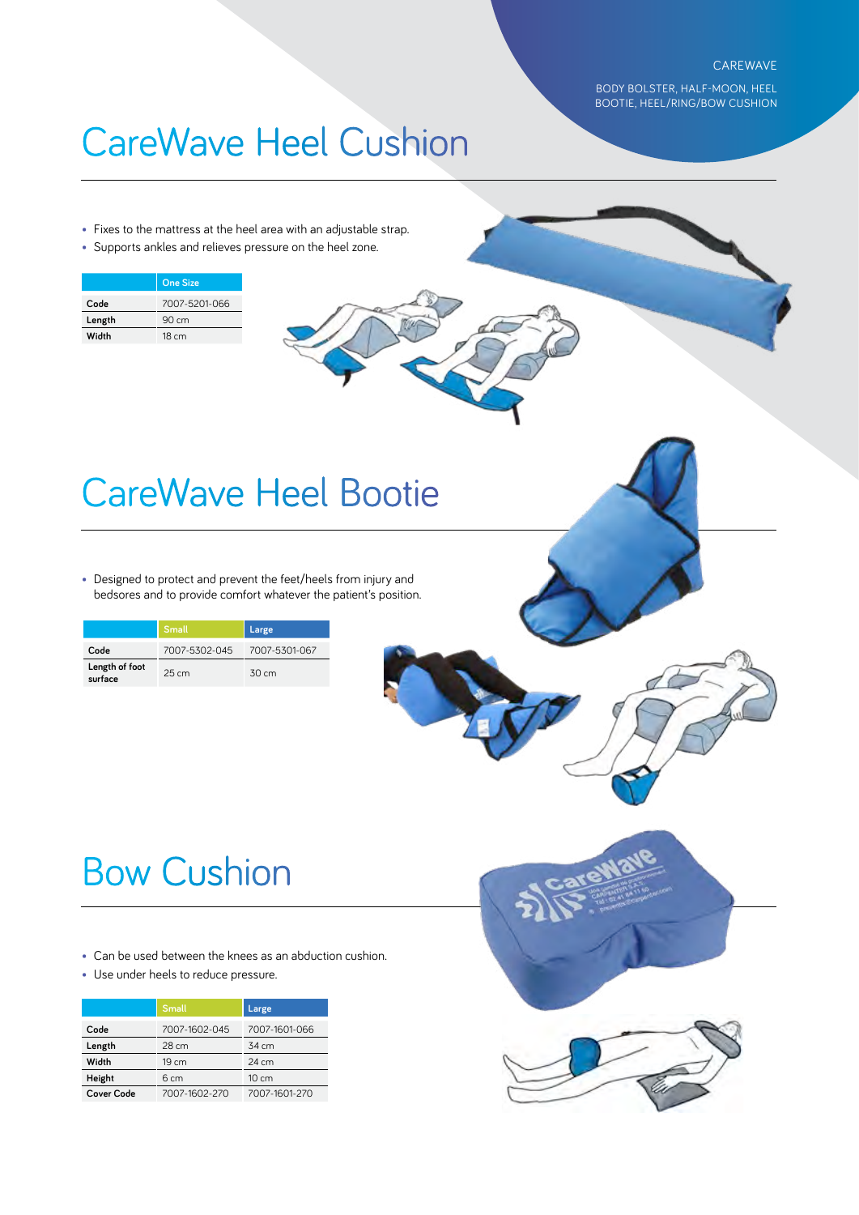CAREWAVE

BODY BOLSTER, HALF-MOON, HEEL BOOTIE, HEEL/RING/BOW CUSHION

# CareWave Heel Cushion

- Fixes to the mattress at the heel area with an adjustable strap.
- Supports ankles and relieves pressure on the heel zone.

| | One Size |
|---|---|
| Code | 7007-5201-066 |
| Length | 90 cm |
| Width | 18 cm |

# CareWave Heel Bootie

- Designed to protect and prevent the feet/heels from injury and bedsores and to provide comfort whatever the patient's position.

| | Small | Large |
|---|---|---|
| Code | 7007-5302-045 | 7007-5301-067 |
| Length of foot surface | 25 cm | 30 cm |

# Bow Cushion

- Can be used between the knees as an abduction cushion.
- Use under heels to reduce pressure.

| | Small | Large |
|---|---|---|
| Code | 7007-1602-045 | 7007-1601-066 |
| Length | 28 cm | 34 cm |
| Width | 19 cm | 24 cm |
| Height | 6 cm | 10 cm |
| Cover Code | 7007-1602-270 | 7007-1601-270 |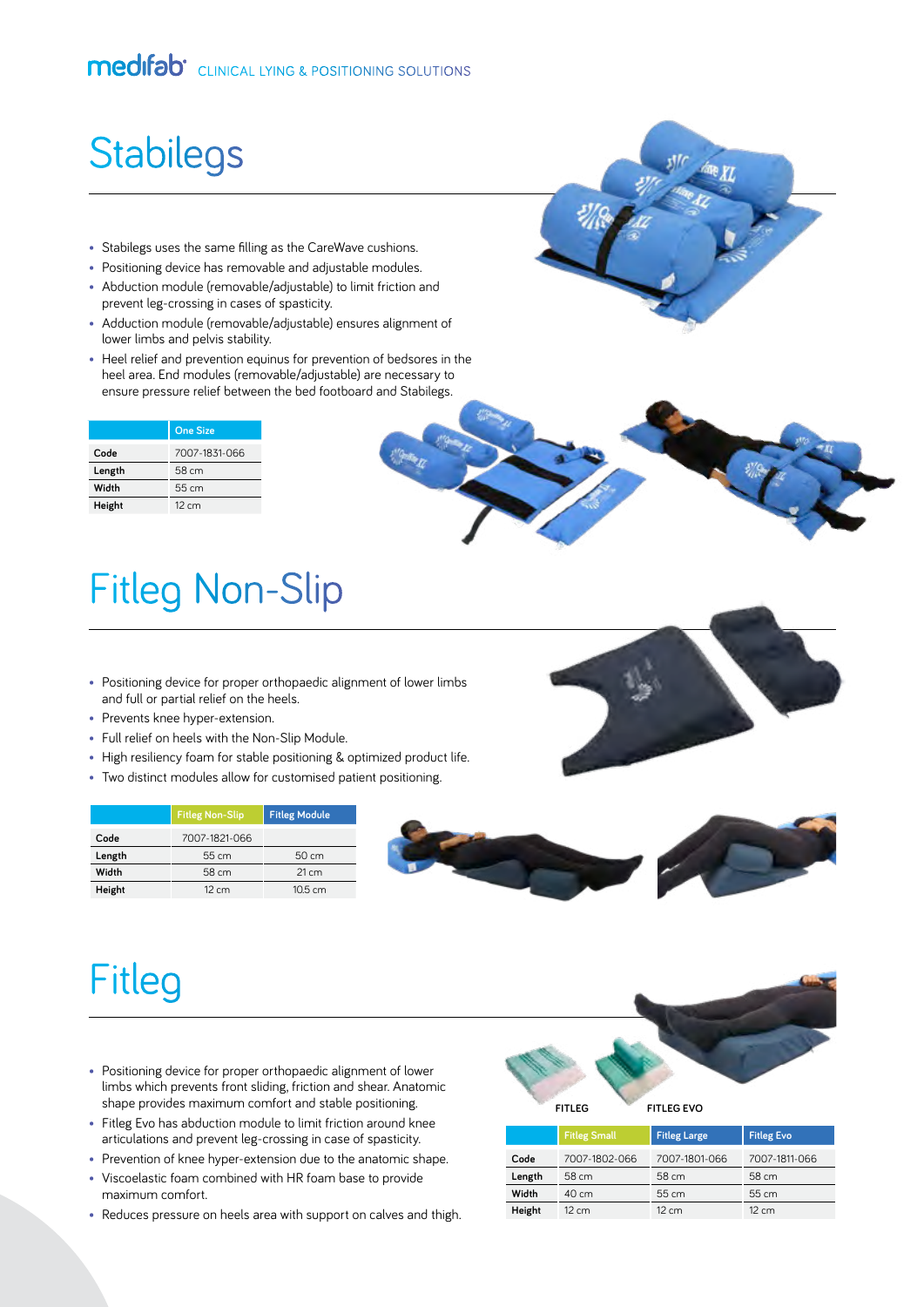# Stabilegs

- Stabilegs uses the same filling as the CareWave cushions.
- Positioning device has removable and adjustable modules.
- Abduction module (removable/adjustable) to limit friction and prevent leg-crossing in cases of spasticity.
- Adduction module (removable/adjustable) ensures alignment of lower limbs and pelvis stability.
- Heel relief and prevention equinus for prevention of bedsores in the heel area. End modules (removable/adjustable) are necessary to ensure pressure relief between the bed footboard and Stabilegs.

| | One Size |
|---|---|
| Code | 7007-1831-066 |
| Length | 58 cm |
| Width | 55 cm |
| Height | 12 cm |

# Fitleg Non-Slip

- Positioning device for proper orthopaedic alignment of lower limbs and full or partial relief on the heels.
- Prevents knee hyper-extension.
- Full relief on heels with the Non-Slip Module.
- High resiliency foam for stable positioning & optimized product life.
- Two distinct modules allow for customised patient positioning.

| | Fitleg Non-Slip | Fitleg Module |
|---|---|---|
| Code | 7007-1821-066 | |
| Length | 55 cm | 50 cm |
| Width | 58 cm | 21 cm |
| Height | 12 cm | 10.5 cm |

# Fitleg

- Positioning device for proper orthopaedic alignment of lower limbs which prevents front sliding, friction and shear. Anatomic shape provides maximum comfort and stable positioning.
- Fitleg Evo has abduction module to limit friction around knee articulations and prevent leg-crossing in case of spasticity.
- Prevention of knee hyper-extension due to the anatomic shape.
- Viscoelastic foam combined with HR foam base to provide maximum comfort.
- Reduces pressure on heels area with support on calves and thigh.

FITLEG FITLEG EVO

| | Fitleg Small | Fitleg Large | Fitleg Evo |
|---|---|---|---|
| Code | 7007-1802-066 | 7007-1801-066 | 7007-1811-066 |
| Length | 58 cm | 58 cm | 58 cm |
| Width | 40 cm | 55 cm | 55 cm |
| Height | 12 cm | 12 cm | 12 cm |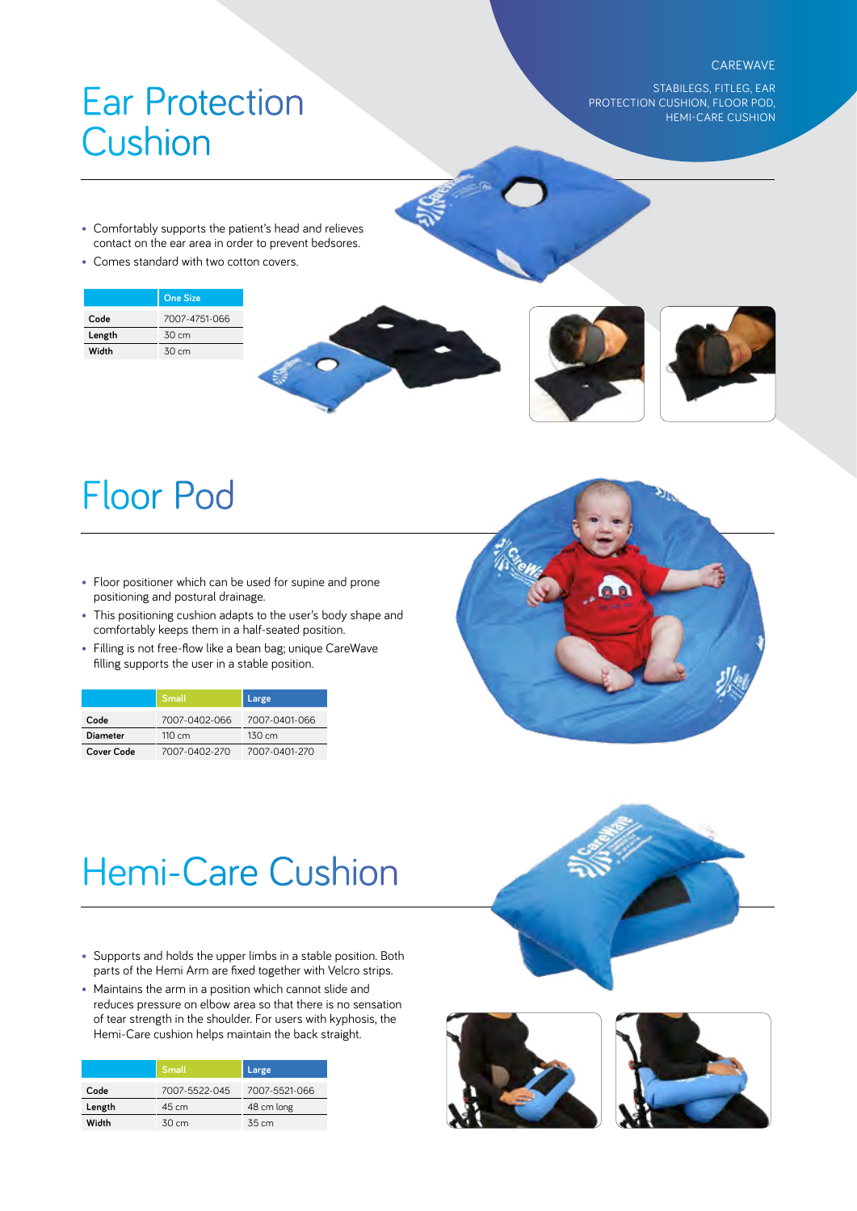CAREWAVE

STABILEGS, FITLEG, EAR PROTECTION CUSHION, FLOOR POD, HEMI-CARE CUSHION

# Ear Protection Cushion

- Comfortably supports the patient's head and relieves contact on the ear area in order to prevent bedsores.
- Comes standard with two cotton covers.

| | One Size |
|---|---|
| **Code** | 7007-4751-066 |
| **Length** | 30 cm |
| **Width** | 30 cm |

# Floor Pod

- Floor positioner which can be used for supine and prone positioning and postural drainage.
- This positioning cushion adapts to the user's body shape and comfortably keeps them in a half-seated position.
- Filling is not free-flow like a bean bag; unique CareWave filling supports the user in a stable position.

| | Small | Large |
|---|---|---|
| **Code** | 7007-0402-066 | 7007-0401-066 |
| **Diameter** | 110 cm | 130 cm |
| **Cover Code** | 7007-0402-270 | 7007-0401-270 |

# Hemi-Care Cushion

- Supports and holds the upper limbs in a stable position. Both parts of the Hemi Arm are fixed together with Velcro strips.
- Maintains the arm in a position which cannot slide and reduces pressure on elbow area so that there is no sensation of tear strength in the shoulder. For users with kyphosis, the Hemi-Care cushion helps maintain the back straight.

| | Small | Large |
|---|---|---|
| **Code** | 7007-5522-045 | 7007-5521-066 |
| **Length** | 45 cm | 48 cm long |
| **Width** | 30 cm | 35 cm |